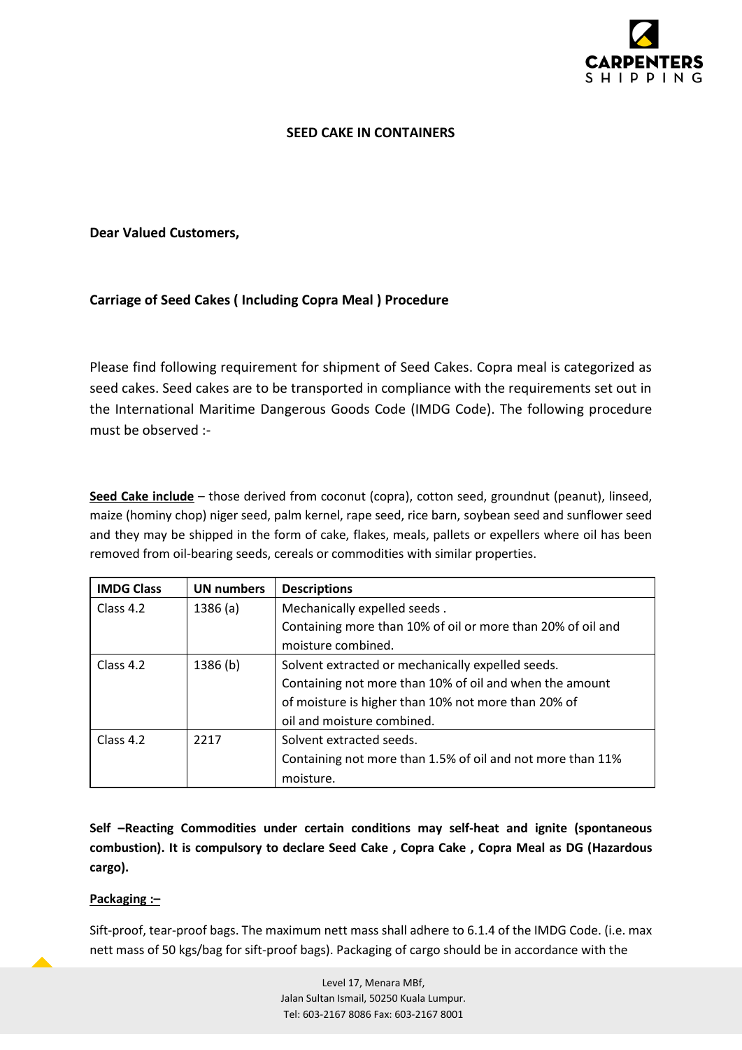## SEED CAKE IN CONTAINERS

**Dear Valued Customers,**

**Carriage of Seed Cakes ( Including Copra Meal ) Procedure**

Please find following requirement for shipment of Seed Cakes. Copra meal is categorized as seed cakes. Seed cakes are to be transported in compliance with the requirements set out in the International Maritime Dangerous Goods Code (IMDG Code). The following procedure must be observed :-

**Seed Cake include** – those derived from coconut (copra), cotton seed, groundnut (peanut), linseed, maize (hominy chop) niger seed, palm kernel, rape seed, rice barn, soybean seed and sunflower seed and they may be shipped in the form of cake, flakes, meals, pallets or expellers where oil has been removed from oil-bearing seeds, cereals or commodities with similar properties.

| IMDG Class | UN numbers | Descriptions |
|---|---|---|
| Class 4.2 | 1386 (a) | Mechanically expelled seeds . Containing more than 10% of oil or more than 20% of oil and moisture combined. |
| Class 4.2 | 1386 (b) | Solvent extracted or mechanically expelled seeds. Containing not more than 10% of oil and when the amount of moisture is higher than 10% not more than 20% of oil and moisture combined. |
| Class 4.2 | 2217 | Solvent extracted seeds. Containing not more than 1.5% of oil and not more than 11% moisture. |

**Self –Reacting Commodities under certain conditions may self-heat and ignite (spontaneous combustion). It is compulsory to declare Seed Cake , Copra Cake , Copra Meal as DG (Hazardous cargo).**

**Packaging :–**

Sift-proof, tear-proof bags. The maximum nett mass shall adhere to 6.1.4 of the IMDG Code. (i.e. max nett mass of 50 kgs/bag for sift-proof bags). Packaging of cargo should be in accordance with the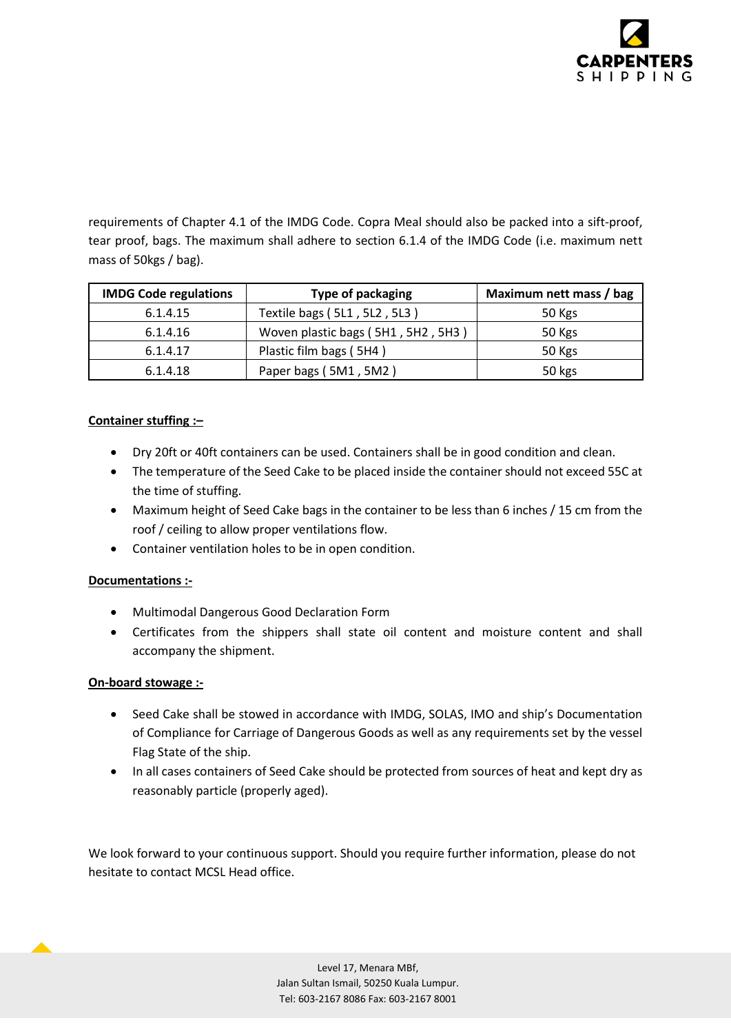requirements of Chapter 4.1 of the IMDG Code. Copra Meal should also be packed into a sift-proof, tear proof, bags. The maximum shall adhere to section 6.1.4 of the IMDG Code (i.e. maximum nett mass of 50kgs / bag).

| IMDG Code regulations | Type of packaging | Maximum nett mass / bag |
| --- | --- | --- |
| 6.1.4.15 | Textile bags ( 5L1 , 5L2 , 5L3 ) | 50 Kgs |
| 6.1.4.16 | Woven plastic bags ( 5H1 , 5H2 , 5H3 ) | 50 Kgs |
| 6.1.4.17 | Plastic film bags ( 5H4 ) | 50 Kgs |
| 6.1.4.18 | Paper bags ( 5M1 , 5M2 ) | 50 kgs |

**Container stuffing :–**

- Dry 20ft or 40ft containers can be used. Containers shall be in good condition and clean.
- The temperature of the Seed Cake to be placed inside the container should not exceed 55C at the time of stuffing.
- Maximum height of Seed Cake bags in the container to be less than 6 inches / 15 cm from the roof / ceiling to allow proper ventilations flow.
- Container ventilation holes to be in open condition.

**Documentations :-**

- Multimodal Dangerous Good Declaration Form
- Certificates from the shippers shall state oil content and moisture content and shall accompany the shipment.

**On-board stowage :-**

- Seed Cake shall be stowed in accordance with IMDG, SOLAS, IMO and ship's Documentation of Compliance for Carriage of Dangerous Goods as well as any requirements set by the vessel Flag State of the ship.
- In all cases containers of Seed Cake should be protected from sources of heat and kept dry as reasonably particle (properly aged).

We look forward to your continuous support. Should you require further information, please do not hesitate to contact MCSL Head office.

Level 17, Menara MBf,
Jalan Sultan Ismail, 50250 Kuala Lumpur.
Tel: 603-2167 8086 Fax: 603-2167 8001